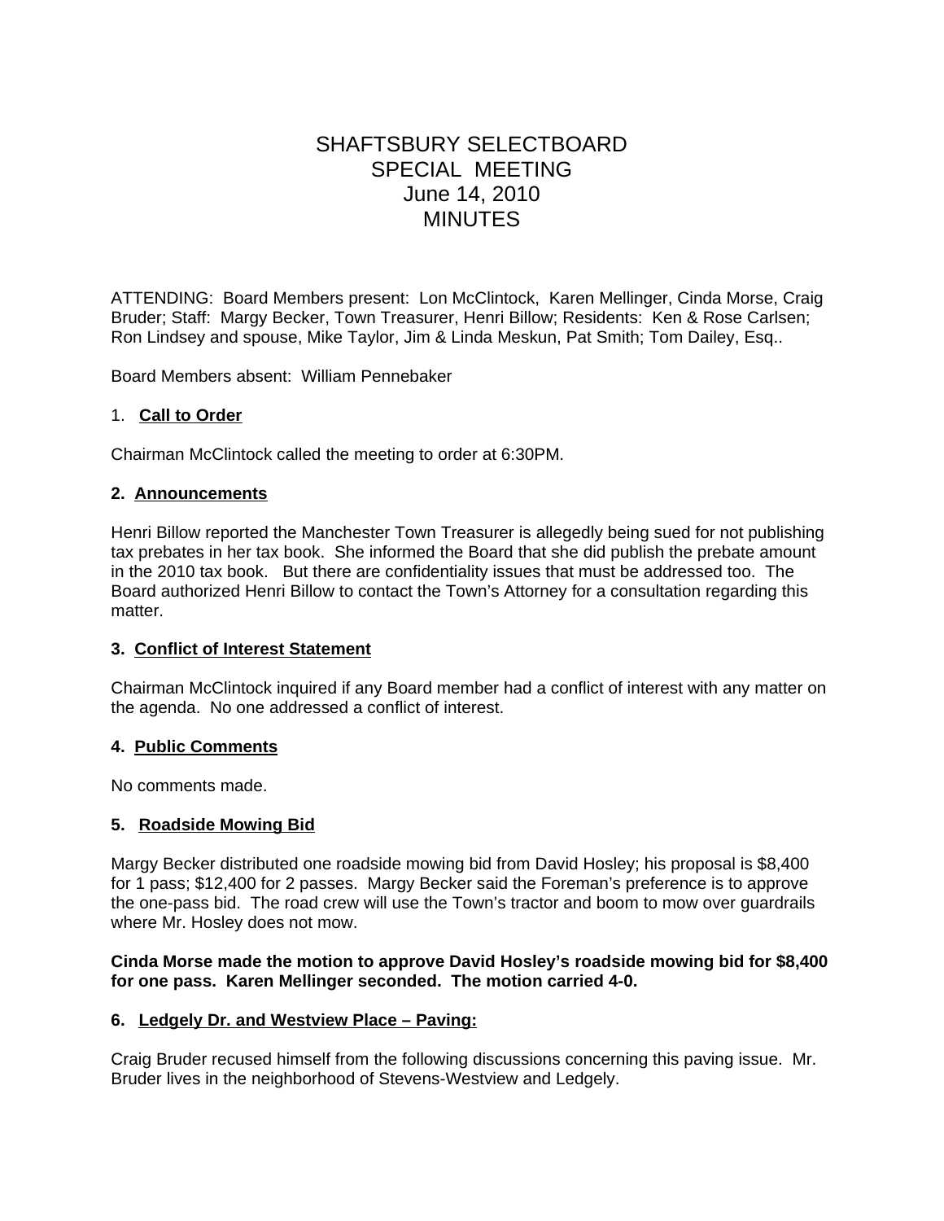# SHAFTSBURY SELECTBOARD
# SPECIAL MEETING
# June 14, 2010
# MINUTES

ATTENDING: Board Members present: Lon McClintock, Karen Mellinger, Cinda Morse, Craig Bruder; Staff: Margy Becker, Town Treasurer, Henri Billow; Residents: Ken & Rose Carlsen; Ron Lindsey and spouse, Mike Taylor, Jim & Linda Meskun, Pat Smith; Tom Dailey, Esq..

Board Members absent: William Pennebaker

## 1. Call to Order

Chairman McClintock called the meeting to order at 6:30PM.

## 2. Announcements

Henri Billow reported the Manchester Town Treasurer is allegedly being sued for not publishing tax prebates in her tax book. She informed the Board that she did publish the prebate amount in the 2010 tax book. But there are confidentiality issues that must be addressed too. The Board authorized Henri Billow to contact the Town's Attorney for a consultation regarding this matter.

## 3. Conflict of Interest Statement

Chairman McClintock inquired if any Board member had a conflict of interest with any matter on the agenda. No one addressed a conflict of interest.

## 4. Public Comments

No comments made.

## 5. Roadside Mowing Bid

Margy Becker distributed one roadside mowing bid from David Hosley; his proposal is $8,400 for 1 pass; $12,400 for 2 passes. Margy Becker said the Foreman's preference is to approve the one-pass bid. The road crew will use the Town's tractor and boom to mow over guardrails where Mr. Hosley does not mow.

**Cinda Morse made the motion to approve David Hosley's roadside mowing bid for $8,400 for one pass. Karen Mellinger seconded. The motion carried 4-0.**

## 6. Ledgely Dr. and Westview Place – Paving:

Craig Bruder recused himself from the following discussions concerning this paving issue. Mr. Bruder lives in the neighborhood of Stevens-Westview and Ledgely.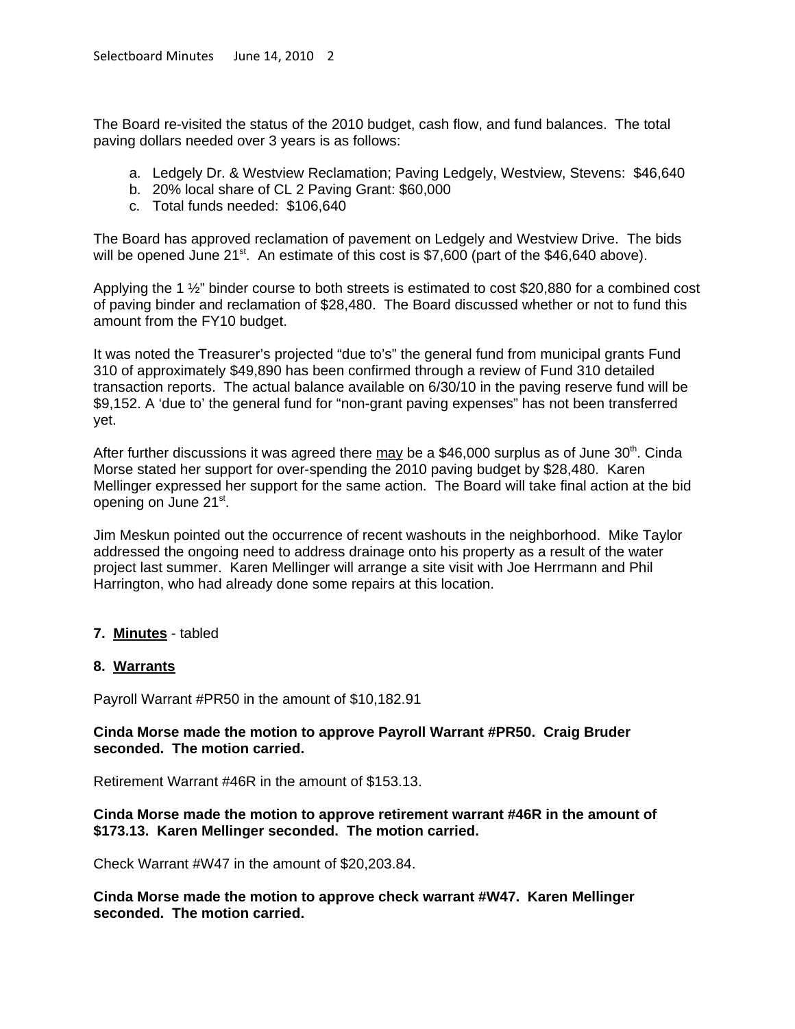The Board re-visited the status of the 2010 budget, cash flow, and fund balances. The total paving dollars needed over 3 years is as follows:

a. Ledgely Dr. & Westview Reclamation; Paving Ledgely, Westview, Stevens: $46,640
b. 20% local share of CL 2 Paving Grant: $60,000
c. Total funds needed: $106,640

The Board has approved reclamation of pavement on Ledgely and Westview Drive. The bids will be opened June 21st. An estimate of this cost is $7,600 (part of the $46,640 above).

Applying the 1 ½" binder course to both streets is estimated to cost $20,880 for a combined cost of paving binder and reclamation of $28,480. The Board discussed whether or not to fund this amount from the FY10 budget.

It was noted the Treasurer's projected "due to's" the general fund from municipal grants Fund 310 of approximately $49,890 has been confirmed through a review of Fund 310 detailed transaction reports. The actual balance available on 6/30/10 in the paving reserve fund will be $9,152. A 'due to' the general fund for "non-grant paving expenses" has not been transferred yet.

After further discussions it was agreed there may be a $46,000 surplus as of June 30th. Cinda Morse stated her support for over-spending the 2010 paving budget by $28,480. Karen Mellinger expressed her support for the same action. The Board will take final action at the bid opening on June 21st.

Jim Meskun pointed out the occurrence of recent washouts in the neighborhood. Mike Taylor addressed the ongoing need to address drainage onto his property as a result of the water project last summer. Karen Mellinger will arrange a site visit with Joe Herrmann and Phil Harrington, who had already done some repairs at this location.

**7. Minutes** - tabled

**8. Warrants**

Payroll Warrant #PR50 in the amount of $10,182.91

**Cinda Morse made the motion to approve Payroll Warrant #PR50. Craig Bruder seconded. The motion carried.**

Retirement Warrant #46R in the amount of $153.13.

**Cinda Morse made the motion to approve retirement warrant #46R in the amount of $173.13. Karen Mellinger seconded. The motion carried.**

Check Warrant #W47 in the amount of $20,203.84.

**Cinda Morse made the motion to approve check warrant #W47. Karen Mellinger seconded. The motion carried.**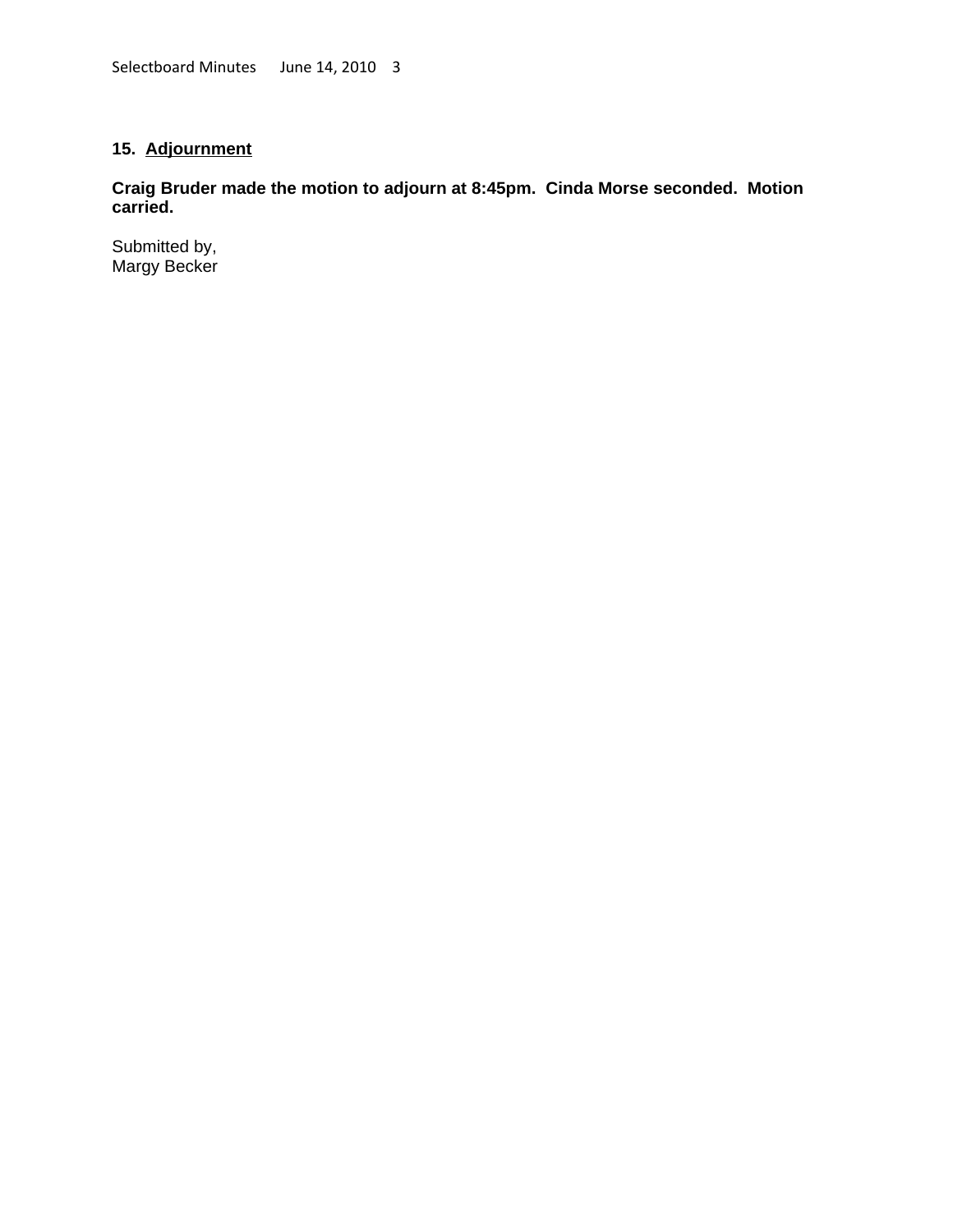### 15. Adjournment

**Craig Bruder made the motion to adjourn at 8:45pm. Cinda Morse seconded. Motion carried.**

Submitted by,
Margy Becker